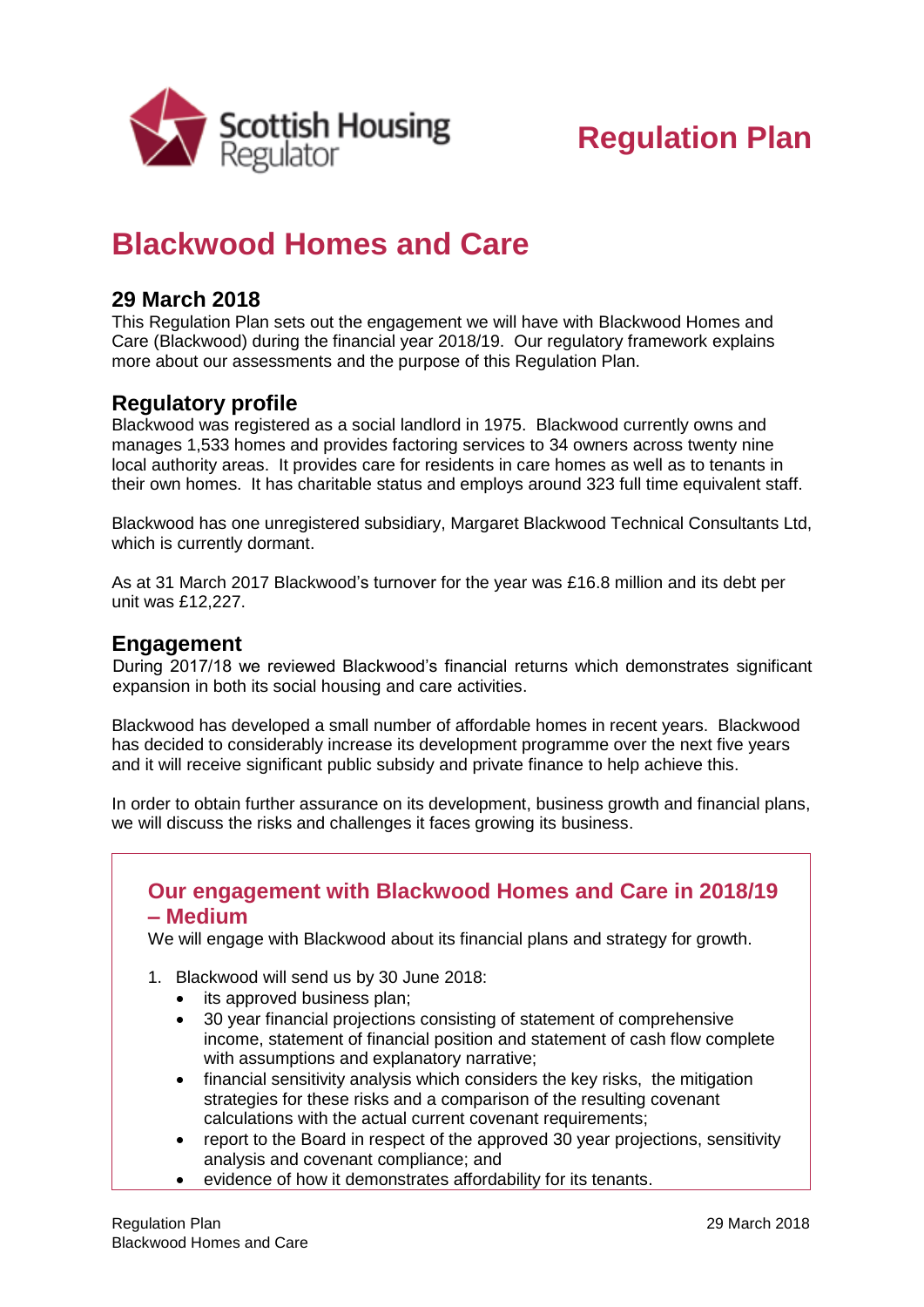Scottish Housing Regulator

# Regulation Plan

# Blackwood Homes and Care

## 29 March 2018

This Regulation Plan sets out the engagement we will have with Blackwood Homes and Care (Blackwood) during the financial year 2018/19. Our regulatory framework explains more about our assessments and the purpose of this Regulation Plan.

## Regulatory profile

Blackwood was registered as a social landlord in 1975. Blackwood currently owns and manages 1,533 homes and provides factoring services to 34 owners across twenty nine local authority areas. It provides care for residents in care homes as well as to tenants in their own homes. It has charitable status and employs around 323 full time equivalent staff.

Blackwood has one unregistered subsidiary, Margaret Blackwood Technical Consultants Ltd, which is currently dormant.

As at 31 March 2017 Blackwood's turnover for the year was £16.8 million and its debt per unit was £12,227.

## Engagement

During 2017/18 we reviewed Blackwood's financial returns which demonstrates significant expansion in both its social housing and care activities.

Blackwood has developed a small number of affordable homes in recent years. Blackwood has decided to considerably increase its development programme over the next five years and it will receive significant public subsidy and private finance to help achieve this.

In order to obtain further assurance on its development, business growth and financial plans, we will discuss the risks and challenges it faces growing its business.

### Our engagement with Blackwood Homes and Care in 2018/19 – Medium

We will engage with Blackwood about its financial plans and strategy for growth.

1. Blackwood will send us by 30 June 2018:
   - its approved business plan;
   - 30 year financial projections consisting of statement of comprehensive income, statement of financial position and statement of cash flow complete with assumptions and explanatory narrative;
   - financial sensitivity analysis which considers the key risks, the mitigation strategies for these risks and a comparison of the resulting covenant calculations with the actual current covenant requirements;
   - report to the Board in respect of the approved 30 year projections, sensitivity analysis and covenant compliance; and
   - evidence of how it demonstrates affordability for its tenants.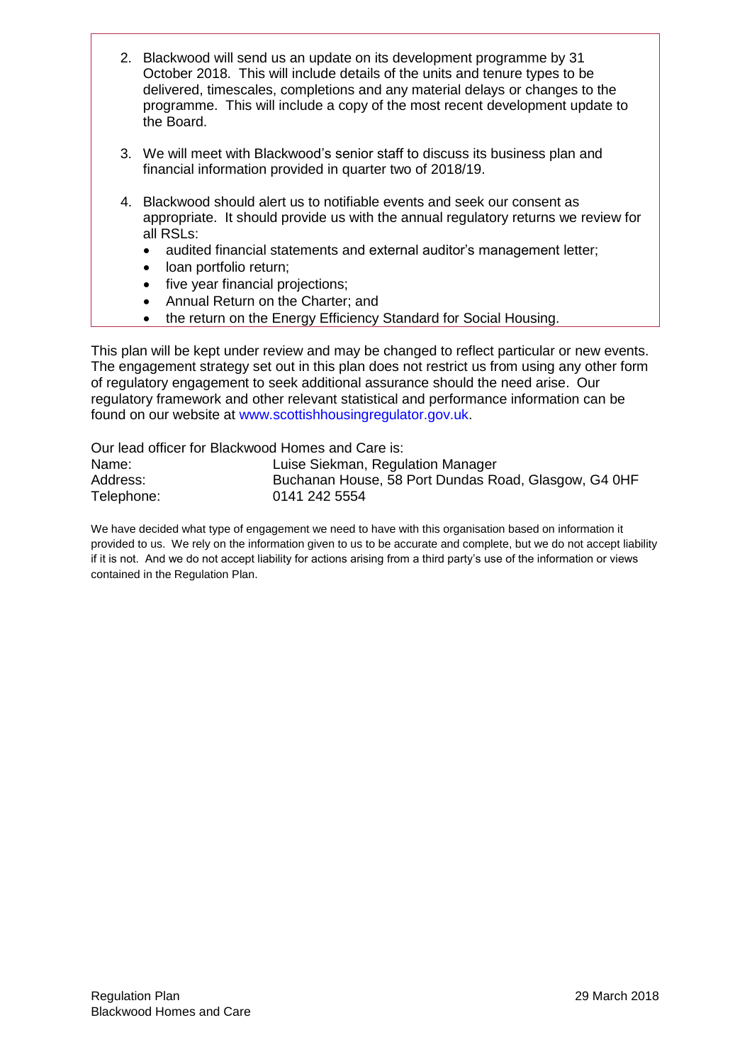2. Blackwood will send us an update on its development programme by 31 October 2018. This will include details of the units and tenure types to be delivered, timescales, completions and any material delays or changes to the programme. This will include a copy of the most recent development update to the Board.

3. We will meet with Blackwood's senior staff to discuss its business plan and financial information provided in quarter two of 2018/19.

4. Blackwood should alert us to notifiable events and seek our consent as appropriate. It should provide us with the annual regulatory returns we review for all RSLs:
   - audited financial statements and external auditor's management letter;
   - loan portfolio return;
   - five year financial projections;
   - Annual Return on the Charter; and
   - the return on the Energy Efficiency Standard for Social Housing.

This plan will be kept under review and may be changed to reflect particular or new events. The engagement strategy set out in this plan does not restrict us from using any other form of regulatory engagement to seek additional assurance should the need arise. Our regulatory framework and other relevant statistical and performance information can be found on our website at www.scottishhousingregulator.gov.uk.

Our lead officer for Blackwood Homes and Care is:

| | |
|---|---|
| Name: | Luise Siekman, Regulation Manager |
| Address: | Buchanan House, 58 Port Dundas Road, Glasgow, G4 0HF |
| Telephone: | 0141 242 5554 |

We have decided what type of engagement we need to have with this organisation based on information it provided to us. We rely on the information given to us to be accurate and complete, but we do not accept liability if it is not. And we do not accept liability for actions arising from a third party's use of the information or views contained in the Regulation Plan.